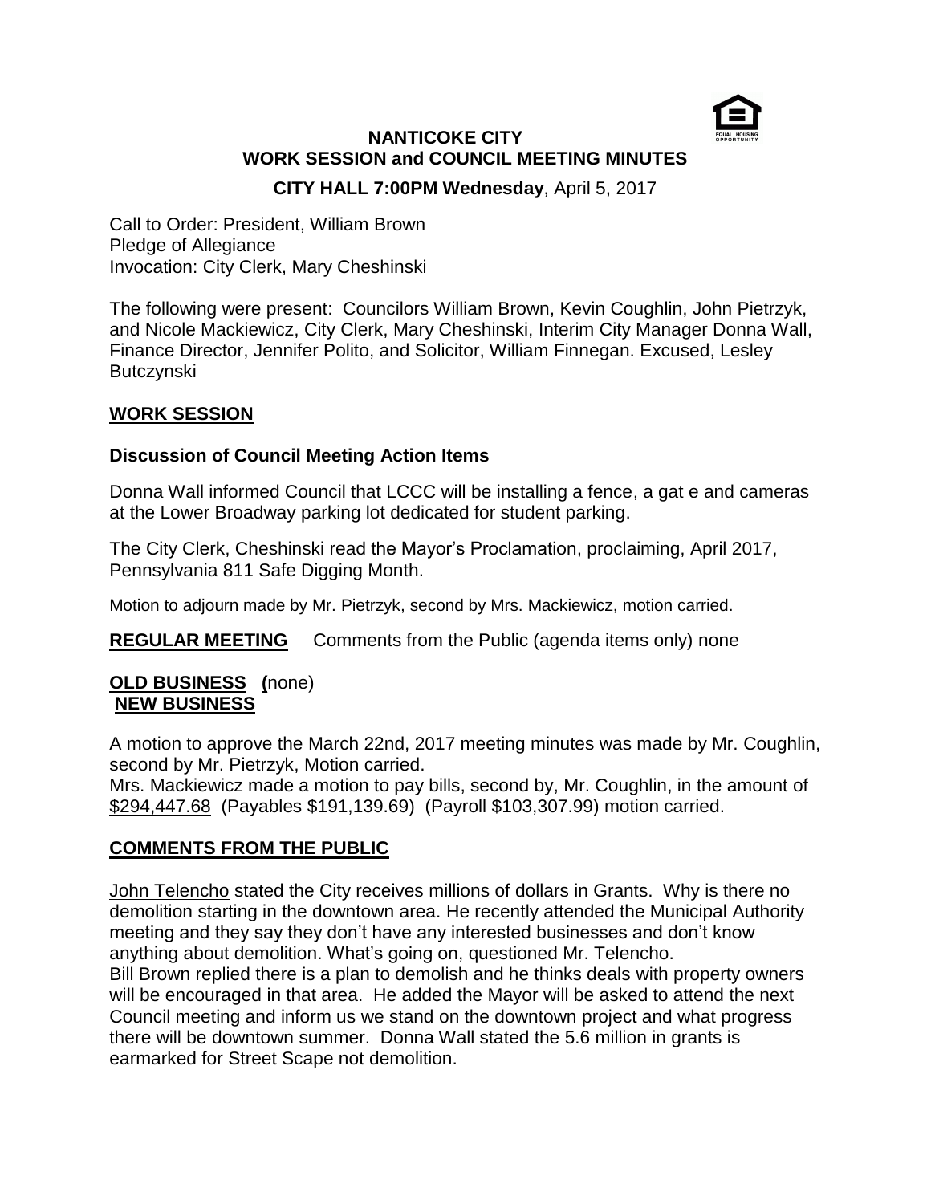# NANTICOKE CITY
## WORK SESSION and COUNCIL MEETING MINUTES
### CITY HALL 7:00PM Wednesday, April 5, 2017

Call to Order: President, William Brown
Pledge of Allegiance
Invocation: City Clerk, Mary Cheshinski

The following were present: Councilors William Brown, Kevin Coughlin, John Pietrzyk, and Nicole Mackiewicz, City Clerk, Mary Cheshinski, Interim City Manager Donna Wall, Finance Director, Jennifer Polito, and Solicitor, William Finnegan. Excused, Lesley Butczynski

## WORK SESSION

### Discussion of Council Meeting Action Items

Donna Wall informed Council that LCCC will be installing a fence, a gat e and cameras at the Lower Broadway parking lot dedicated for student parking.

The City Clerk, Cheshinski read the Mayor's Proclamation, proclaiming, April 2017, Pennsylvania 811 Safe Digging Month.

Motion to adjourn made by Mr. Pietrzyk, second by Mrs. Mackiewicz, motion carried.

**REGULAR MEETING** Comments from the Public (agenda items only) none

**OLD BUSINESS (**none)

**NEW BUSINESS**

A motion to approve the March 22nd, 2017 meeting minutes was made by Mr. Coughlin, second by Mr. Pietrzyk, Motion carried.

Mrs. Mackiewicz made a motion to pay bills, second by, Mr. Coughlin, in the amount of $294,447.68 (Payables $191,139.69) (Payroll $103,307.99) motion carried.

## COMMENTS FROM THE PUBLIC

John Telencho stated the City receives millions of dollars in Grants. Why is there no demolition starting in the downtown area. He recently attended the Municipal Authority meeting and they say they don't have any interested businesses and don't know anything about demolition. What's going on, questioned Mr. Telencho.

Bill Brown replied there is a plan to demolish and he thinks deals with property owners will be encouraged in that area. He added the Mayor will be asked to attend the next Council meeting and inform us we stand on the downtown project and what progress there will be downtown summer. Donna Wall stated the 5.6 million in grants is earmarked for Street Scape not demolition.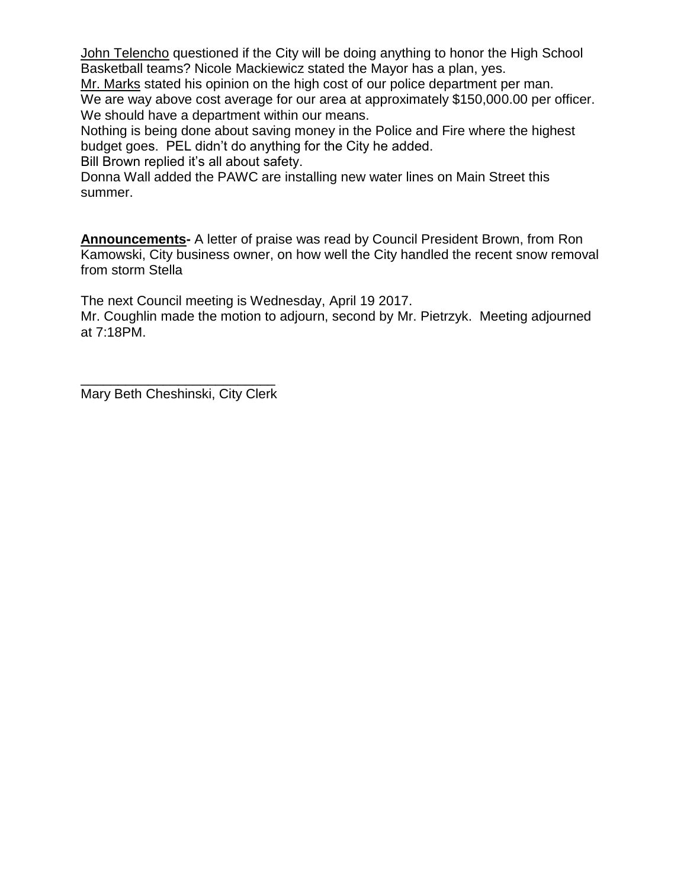John Telencho questioned if the City will be doing anything to honor the High School Basketball teams? Nicole Mackiewicz stated the Mayor has a plan, yes.
Mr. Marks stated his opinion on the high cost of our police department per man.
We are way above cost average for our area at approximately $150,000.00 per officer.
We should have a department within our means.
Nothing is being done about saving money in the Police and Fire where the highest budget goes. PEL didn't do anything for the City he added.
Bill Brown replied it's all about safety.
Donna Wall added the PAWC are installing new water lines on Main Street this summer.

**Announcements-** A letter of praise was read by Council President Brown, from Ron Kamowski, City business owner, on how well the City handled the recent snow removal from storm Stella

The next Council meeting is Wednesday, April 19 2017.
Mr. Coughlin made the motion to adjourn, second by Mr. Pietrzyk. Meeting adjourned at 7:18PM.

___________________________
Mary Beth Cheshinski, City Clerk